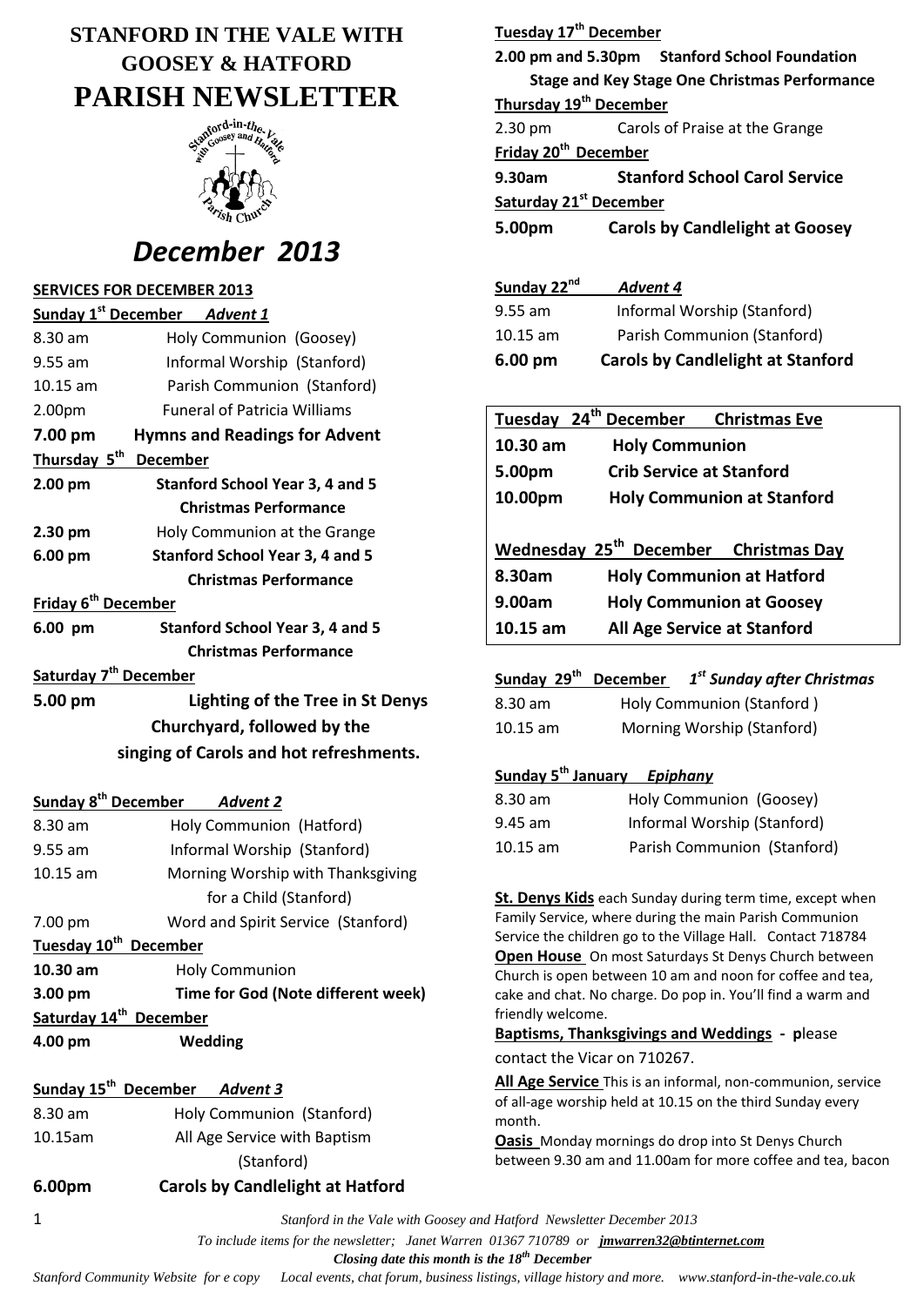# STANFORD IN THE VALE WITH GOOSEY & HATFORD

# PARISH NEWSLETTER

# *December 2013*

## SERVICES FOR DECEMBER 2013

**Sunday 1st December** ***Advent 1***

8.30 am Holy Communion (Goosey)
9.55 am Informal Worship (Stanford)
10.15 am Parish Communion (Stanford)
2.00pm Funeral of Patricia Williams
**7.00 pm Hymns and Readings for Advent**

**Thursday 5th December**

**2.00 pm Stanford School Year 3, 4 and 5 Christmas Performance**
**2.30 pm** Holy Communion at the Grange
**6.00 pm Stanford School Year 3, 4 and 5 Christmas Performance**

**Friday 6th December**

**6.00 pm Stanford School Year 3, 4 and 5 Christmas Performance**

**Saturday 7th December**

**5.00 pm Lighting of the Tree in St Denys Churchyard, followed by the singing of Carols and hot refreshments.**

**Sunday 8th December** ***Advent 2***

8.30 am Holy Communion (Hatford)
9.55 am Informal Worship (Stanford)
10.15 am Morning Worship with Thanksgiving for a Child (Stanford)
7.00 pm Word and Spirit Service (Stanford)

**Tuesday 10th December**

**10.30 am** Holy Communion
**3.00 pm Time for God (Note different week)**

**Saturday 14th December**

**4.00 pm Wedding**

**Sunday 15th December** ***Advent 3***

8.30 am Holy Communion (Stanford)
10.15am All Age Service with Baptism (Stanford)
**6.00pm Carols by Candlelight at Hatford**

**Tuesday 17th December**

**2.00 pm and 5.30pm Stanford School Foundation Stage and Key Stage One Christmas Performance**

**Thursday 19th December**

2.30 pm Carols of Praise at the Grange

**Friday 20th December**

**9.30am Stanford School Carol Service**

**Saturday 21st December**

**5.00pm Carols by Candlelight at Goosey**

**Sunday 22nd** ***Advent 4***

9.55 am Informal Worship (Stanford)
10.15 am Parish Communion (Stanford)
**6.00 pm Carols by Candlelight at Stanford**

**Tuesday 24th December Christmas Eve**

**10.30 am Holy Communion**
**5.00pm Crib Service at Stanford**
**10.00pm Holy Communion at Stanford**

**Wednesday 25th December Christmas Day**

**8.30am Holy Communion at Hatford**
**9.00am Holy Communion at Goosey**
**10.15 am All Age Service at Stanford**

**Sunday 29th December** ***1st Sunday after Christmas***

8.30 am Holy Communion (Stanford )
10.15 am Morning Worship (Stanford)

**Sunday 5th January** ***Epiphany***

8.30 am Holy Communion (Goosey)
9.45 am Informal Worship (Stanford)
10.15 am Parish Communion (Stanford)

**St. Denys Kids** each Sunday during term time, except when Family Service, where during the main Parish Communion Service the children go to the Village Hall. Contact 718784

**Open House** On most Saturdays St Denys Church between Church is open between 10 am and noon for coffee and tea, cake and chat. No charge. Do pop in. You'll find a warm and friendly welcome.

**Baptisms, Thanksgivings and Weddings - p**lease contact the Vicar on 710267.

**All Age Service** This is an informal, non-communion, service of all-age worship held at 10.15 on the third Sunday every month.

**Oasis** Monday mornings do drop into St Denys Church between 9.30 am and 11.00am for more coffee and tea, bacon

*To include items for the newsletter; Janet Warren 01367 710789 or jmwarren32@btinternet.com*

***Closing date this month is the 18th December***

*Stanford Community Website for e copy Local events, chat forum, business listings, village history and more. www.stanford-in-the-vale.co.uk*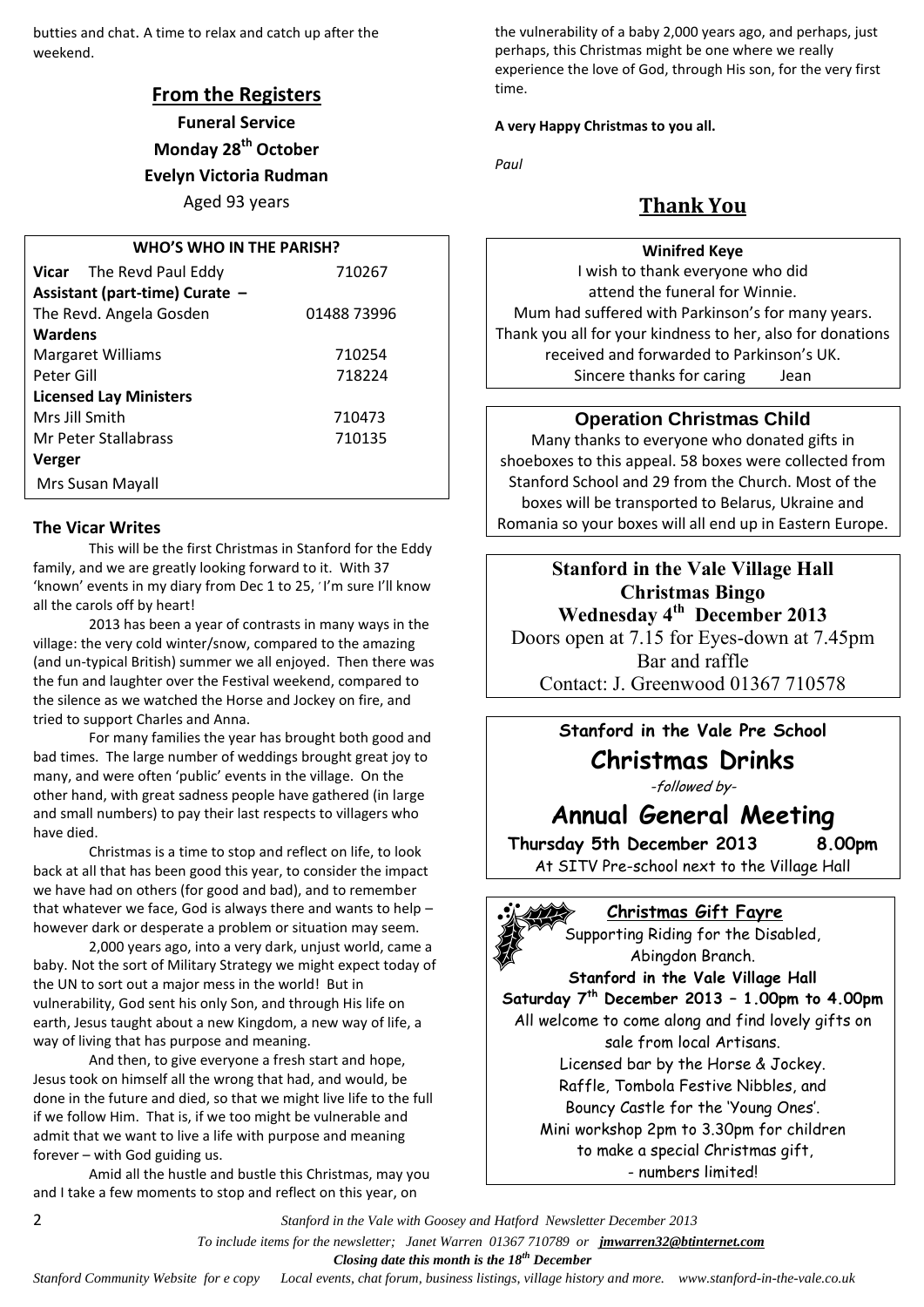butties and chat. A time to relax and catch up after the weekend.

## From the Registers

**Funeral Service**

**Monday 28th October**

**Evelyn Victoria Rudman**

Aged 93 years

| WHO'S WHO IN THE PARISH? | |
|---|---|
| **Vicar** The Revd Paul Eddy | 710267 |
| **Assistant (part-time) Curate –** | |
| The Revd. Angela Gosden | 01488 73996 |
| **Wardens** | |
| Margaret Williams | 710254 |
| Peter Gill | 718224 |
| **Licensed Lay Ministers** | |
| Mrs Jill Smith | 710473 |
| Mr Peter Stallabrass | 710135 |
| **Verger** | |
| Mrs Susan Mayall | |

### The Vicar Writes

This will be the first Christmas in Stanford for the Eddy family, and we are greatly looking forward to it. With 37 'known' events in my diary from Dec 1 to 25, ' I'm sure I'll know all the carols off by heart!

2013 has been a year of contrasts in many ways in the village: the very cold winter/snow, compared to the amazing (and un-typical British) summer we all enjoyed. Then there was the fun and laughter over the Festival weekend, compared to the silence as we watched the Horse and Jockey on fire, and tried to support Charles and Anna.

For many families the year has brought both good and bad times. The large number of weddings brought great joy to many, and were often 'public' events in the village. On the other hand, with great sadness people have gathered (in large and small numbers) to pay their last respects to villagers who have died.

Christmas is a time to stop and reflect on life, to look back at all that has been good this year, to consider the impact we have had on others (for good and bad), and to remember that whatever we face, God is always there and wants to help – however dark or desperate a problem or situation may seem.

2,000 years ago, into a very dark, unjust world, came a baby. Not the sort of Military Strategy we might expect today of the UN to sort out a major mess in the world! But in vulnerability, God sent his only Son, and through His life on earth, Jesus taught about a new Kingdom, a new way of life, a way of living that has purpose and meaning.

And then, to give everyone a fresh start and hope, Jesus took on himself all the wrong that had, and would, be done in the future and died, so that we might live life to the full if we follow Him. That is, if we too might be vulnerable and admit that we want to live a life with purpose and meaning forever – with God guiding us.

Amid all the hustle and bustle this Christmas, may you and I take a few moments to stop and reflect on this year, on the vulnerability of a baby 2,000 years ago, and perhaps, just perhaps, this Christmas might be one where we really experience the love of God, through His son, for the very first time.

**A very Happy Christmas to you all.**

*Paul*

## Thank You

**Winifred Keye**

I wish to thank everyone who did attend the funeral for Winnie.
Mum had suffered with Parkinson's for many years.
Thank you all for your kindness to her, also for donations received and forwarded to Parkinson's UK.
Sincere thanks for caring Jean

### Operation Christmas Child

Many thanks to everyone who donated gifts in shoeboxes to this appeal. 58 boxes were collected from Stanford School and 29 from the Church. Most of the boxes will be transported to Belarus, Ukraine and Romania so your boxes will all end up in Eastern Europe.

**Stanford in the Vale Village Hall**
**Christmas Bingo**
**Wednesday 4th December 2013**

Doors open at 7.15 for Eyes-down at 7.45pm
Bar and raffle
Contact: J. Greenwood 01367 710578

**Stanford in the Vale Pre School**

## Christmas Drinks

*-followed by-*

## Annual General Meeting

**Thursday 5th December 2013 8.00pm**

At SITV Pre-school next to the Village Hall

**Christmas Gift Fayre**

Supporting Riding for the Disabled, Abingdon Branch.

**Stanford in the Vale Village Hall**

**Saturday 7th December 2013 – 1.00pm to 4.00pm**

All welcome to come along and find lovely gifts on sale from local Artisans.
Licensed bar by the Horse & Jockey.
Raffle, Tombola Festive Nibbles, and Bouncy Castle for the 'Young Ones'.
Mini workshop 2pm to 3.30pm for children to make a special Christmas gift,
- numbers limited!

*To include items for the newsletter; Janet Warren 01367 710789 or jmwarren32@btinternet.com*

***Closing date this month is the 18th December***

*Stanford Community Website for e copy Local events, chat forum, business listings, village history and more. www.stanford-in-the-vale.co.uk*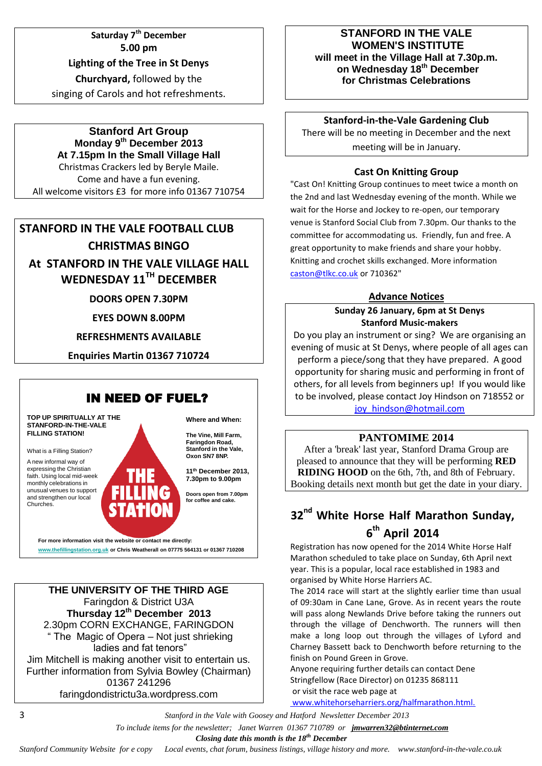**Saturday 7th December**

**5.00 pm**

**Lighting of the Tree in St Denys Churchyard,** followed by the singing of Carols and hot refreshments.

## Stanford Art Group

**Monday 9th December 2013**

**At 7.15pm In the Small Village Hall**

Christmas Crackers led by Beryle Maile.
Come and have a fun evening.
All welcome visitors £3 for more info 01367 710754

## STANFORD IN THE VALE FOOTBALL CLUB CHRISTMAS BINGO

**At STANFORD IN THE VALE VILLAGE HALL**

**WEDNESDAY 11TH DECEMBER**

**DOORS OPEN 7.30PM**

**EYES DOWN 8.00PM**

**REFRESHMENTS AVAILABLE**

**Enquiries Martin 01367 710724**

## IN NEED OF FUEL?

**TOP UP SPIRITUALLY AT THE STANFORD-IN-THE-VALE FILLING STATION!**

What is a Filling Station?

A new informal way of expressing the Christian faith. Using local mid-week monthly celebrations in unusual venues to support and strengthen our local Churches.

**THE FILLING STATION**

**Where and When:**

**The Vine, Mill Farm, Faringdon Road, Stanford in the Vale, Oxon SN7 8NP.**

**11th December 2013, 7.30pm to 9.00pm**

**Doors open from 7.00pm for coffee and cake.**

**For more information visit the website or contact me directly: www.thefillingstation.org.uk or Chris Weatherall on 07775 564131 or 01367 710208**

## THE UNIVERSITY OF THE THIRD AGE

Faringdon & District U3A

**Thursday 12th December 2013**

2.30pm CORN EXCHANGE, FARINGDON

" The Magic of Opera – Not just shrieking ladies and fat tenors"

Jim Mitchell is making another visit to entertain us.
Further information from Sylvia Bowley (Chairman) 01367 241296
faringdondistrictu3a.wordpress.com

## STANFORD IN THE VALE WOMEN'S INSTITUTE

**will meet in the Village Hall at 7.30p.m. on Wednesday 18th December for Christmas Celebrations**

## Stanford-in-the-Vale Gardening Club

There will be no meeting in December and the next meeting will be in January.

## Cast On Knitting Group

"Cast On! Knitting Group continues to meet twice a month on the 2nd and last Wednesday evening of the month. While we wait for the Horse and Jockey to re-open, our temporary venue is Stanford Social Club from 7.30pm. Our thanks to the committee for accommodating us. Friendly, fun and free. A great opportunity to make friends and share your hobby. Knitting and crochet skills exchanged. More information caston@tlkc.co.uk or 710362"

## Advance Notices

**Sunday 26 January, 6pm at St Denys**

**Stanford Music-makers**

Do you play an instrument or sing? We are organising an evening of music at St Denys, where people of all ages can perform a piece/song that they have prepared. A good opportunity for sharing music and performing in front of others, for all levels from beginners up! If you would like to be involved, please contact Joy Hindson on 718552 or joy_hindson@hotmail.com

## PANTOMIME 2014

After a 'break' last year, Stanford Drama Group are pleased to announce that they will be performing **RED RIDING HOOD** on the 6th, 7th, and 8th of February. Booking details next month but get the date in your diary.

## 32nd White Horse Half Marathon Sunday, 6th April 2014

Registration has now opened for the 2014 White Horse Half Marathon scheduled to take place on Sunday, 6th April next year. This is a popular, local race established in 1983 and organised by White Horse Harriers AC.

The 2014 race will start at the slightly earlier time than usual of 09:30am in Cane Lane, Grove. As in recent years the route will pass along Newlands Drive before taking the runners out through the village of Denchworth. The runners will then make a long loop out through the villages of Lyford and Charney Bassett back to Denchworth before returning to the finish on Pound Green in Grove.

Anyone requiring further details can contact Dene Stringfellow (Race Director) on 01235 868111 or visit the race web page at www.whitehorseharriers.org/halfmarathon.html.

*To include items for the newsletter; Janet Warren 01367 710789 or* ***jmwarren32@btinternet.com***

***Closing date this month is the 18th December***

*Stanford Community Website for e copy Local events, chat forum, business listings, village history and more. www.stanford-in-the-vale.co.uk*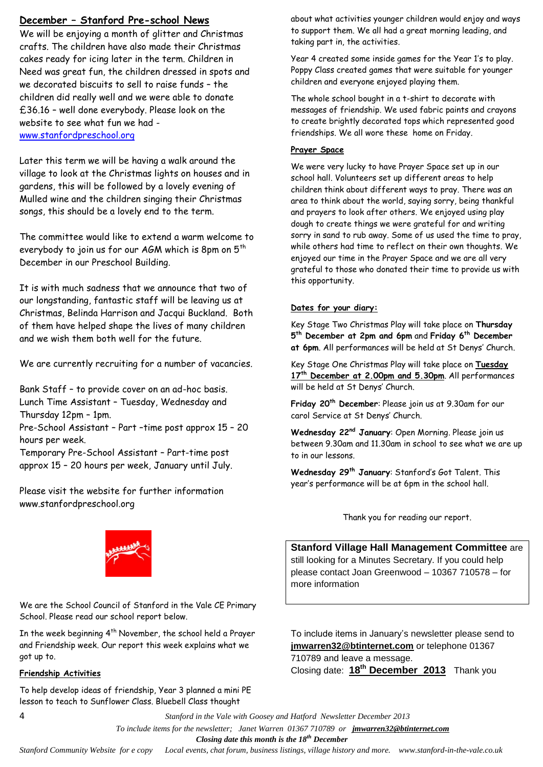## December – Stanford Pre-school News

We will be enjoying a month of glitter and Christmas crafts. The children have also made their Christmas cakes ready for icing later in the term. Children in Need was great fun, the children dressed in spots and we decorated biscuits to sell to raise funds – the children did really well and we were able to donate £36.16 – well done everybody. Please look on the website to see what fun we had - www.stanfordpreschool.org

Later this term we will be having a walk around the village to look at the Christmas lights on houses and in gardens, this will be followed by a lovely evening of Mulled wine and the children singing their Christmas songs, this should be a lovely end to the term.

The committee would like to extend a warm welcome to everybody to join us for our AGM which is 8pm on 5th December in our Preschool Building.

It is with much sadness that we announce that two of our longstanding, fantastic staff will be leaving us at Christmas, Belinda Harrison and Jacqui Buckland. Both of them have helped shape the lives of many children and we wish them both well for the future.

We are currently recruiting for a number of vacancies.

Bank Staff – to provide cover on an ad-hoc basis.
Lunch Time Assistant – Tuesday, Wednesday and Thursday 12pm – 1pm.
Pre-School Assistant – Part –time post approx 15 – 20 hours per week.
Temporary Pre-School Assistant – Part-time post approx 15 – 20 hours per week, January until July.

Please visit the website for further information www.stanfordpreschool.org

We are the School Council of Stanford in the Vale CE Primary School. Please read our school report below.

In the week beginning 4th November, the school held a Prayer and Friendship week. Our report this week explains what we got up to.

### Friendship Activities

To help develop ideas of friendship, Year 3 planned a mini PE lesson to teach to Sunflower Class. Bluebell Class thought about what activities younger children would enjoy and ways to support them. We all had a great morning leading, and taking part in, the activities.

Year 4 created some inside games for the Year 1's to play. Poppy Class created games that were suitable for younger children and everyone enjoyed playing them.

The whole school bought in a t-shirt to decorate with messages of friendship. We used fabric paints and crayons to create brightly decorated tops which represented good friendships. We all wore these home on Friday.

### Prayer Space

We were very lucky to have Prayer Space set up in our school hall. Volunteers set up different areas to help children think about different ways to pray. There was an area to think about the world, saying sorry, being thankful and prayers to look after others. We enjoyed using play dough to create things we were grateful for and writing sorry in sand to rub away. Some of us used the time to pray, while others had time to reflect on their own thoughts. We enjoyed our time in the Prayer Space and we are all very grateful to those who donated their time to provide us with this opportunity.

### Dates for your diary:

Key Stage Two Christmas Play will take place on **Thursday 5th December at 2pm and 6pm** and **Friday 6th December at 6pm**. All performances will be held at St Denys' Church.

Key Stage One Christmas Play will take place on **Tuesday 17th December at 2.00pm and 5.30pm**. All performances will be held at St Denys' Church.

**Friday 20th December**: Please join us at 9.30am for our carol Service at St Denys' Church.

**Wednesday 22nd January**: Open Morning. Please join us between 9.30am and 11.30am in school to see what we are up to in our lessons.

**Wednesday 29th January**: Stanford's Got Talent. This year's performance will be at 6pm in the school hall.

Thank you for reading our report.

**Stanford Village Hall Management Committee** are still looking for a Minutes Secretary. If you could help please contact Joan Greenwood – 10367 710578 – for more information

To include items in January's newsletter please send to **jmwarren32@btinternet.com** or telephone 01367 710789 and leave a message.
Closing date: **18th December 2013** Thank you